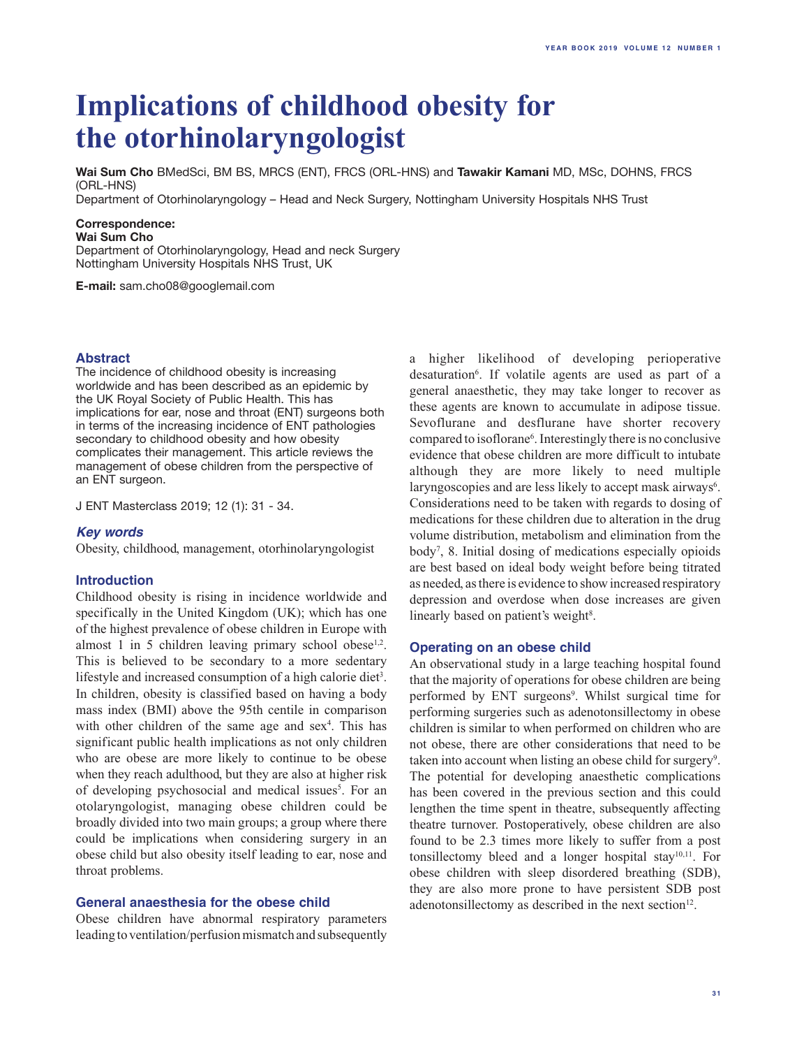# Implications of childhood obesity for the otorhinolaryngologist

**Wai Sum Cho** BMedSci, BM BS, MRCS (ENT), FRCS (ORL-HNS) and **Tawakir Kamani** MD, MSc, DOHNS, FRCS (ORL-HNS)
Department of Otorhinolaryngology – Head and Neck Surgery, Nottingham University Hospitals NHS Trust

**Correspondence:**
**Wai Sum Cho**
Department of Otorhinolaryngology, Head and neck Surgery
Nottingham University Hospitals NHS Trust, UK

**E-mail:** sam.cho08@googlemail.com

## Abstract

The incidence of childhood obesity is increasing worldwide and has been described as an epidemic by the UK Royal Society of Public Health. This has implications for ear, nose and throat (ENT) surgeons both in terms of the increasing incidence of ENT pathologies secondary to childhood obesity and how obesity complicates their management. This article reviews the management of obese children from the perspective of an ENT surgeon.

J ENT Masterclass 2019; 12 (1): 31 - 34.

### *Key words*

Obesity, childhood, management, otorhinolaryngologist

## Introduction

Childhood obesity is rising in incidence worldwide and specifically in the United Kingdom (UK); which has one of the highest prevalence of obese children in Europe with almost 1 in 5 children leaving primary school obese[1,2]. This is believed to be secondary to a more sedentary lifestyle and increased consumption of a high calorie diet[3]. In children, obesity is classified based on having a body mass index (BMI) above the 95th centile in comparison with other children of the same age and sex[4]. This has significant public health implications as not only children who are obese are more likely to continue to be obese when they reach adulthood, but they are also at higher risk of developing psychosocial and medical issues[5]. For an otolaryngologist, managing obese children could be broadly divided into two main groups; a group where there could be implications when considering surgery in an obese child but also obesity itself leading to ear, nose and throat problems.

## General anaesthesia for the obese child

Obese children have abnormal respiratory parameters leading to ventilation/perfusion mismatch and subsequently a higher likelihood of developing perioperative desaturation[6]. If volatile agents are used as part of a general anaesthetic, they may take longer to recover as these agents are known to accumulate in adipose tissue. Sevoflurane and desflurane have shorter recovery compared to isoflurane[6]. Interestingly there is no conclusive evidence that obese children are more difficult to intubate although they are more likely to need multiple laryngoscopies and are less likely to accept mask airways[6]. Considerations need to be taken with regards to dosing of medications for these children due to alteration in the drug volume distribution, metabolism and elimination from the body[7], 8. Initial dosing of medications especially opioids are best based on ideal body weight before being titrated as needed, as there is evidence to show increased respiratory depression and overdose when dose increases are given linearly based on patient's weight[8].

## Operating on an obese child

An observational study in a large teaching hospital found that the majority of operations for obese children are being performed by ENT surgeons[9]. Whilst surgical time for performing surgeries such as adenotonsillectomy in obese children is similar to when performed on children who are not obese, there are other considerations that need to be taken into account when listing an obese child for surgery[9]. The potential for developing anaesthetic complications has been covered in the previous section and this could lengthen the time spent in theatre, subsequently affecting theatre turnover. Postoperatively, obese children are also found to be 2.3 times more likely to suffer from a post tonsillectomy bleed and a longer hospital stay[10,11]. For obese children with sleep disordered breathing (SDB), they are also more prone to have persistent SDB post adenotonsillectomy as described in the next section[12].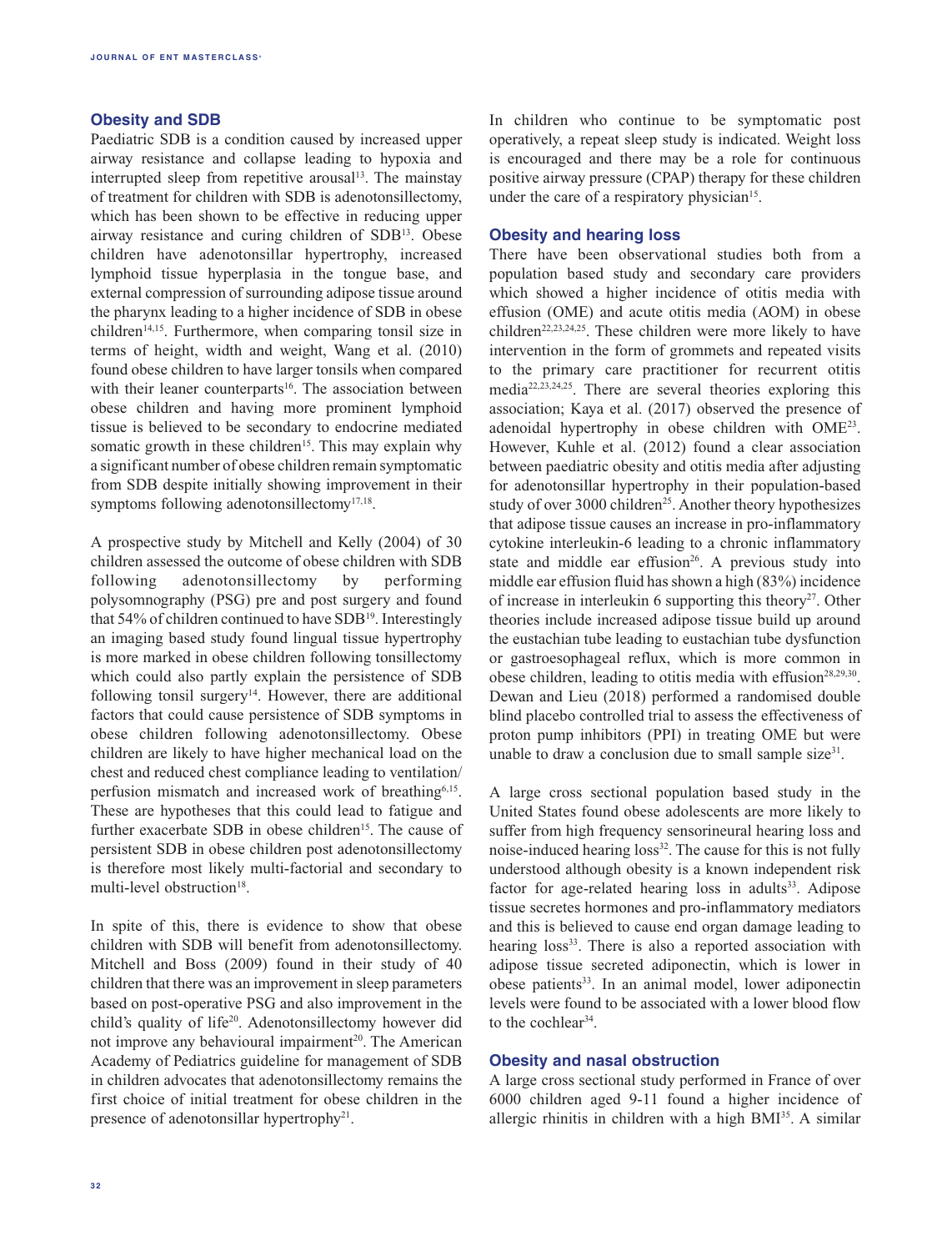## Obesity and SDB

Paediatric SDB is a condition caused by increased upper airway resistance and collapse leading to hypoxia and interrupted sleep from repetitive arousal[13]. The mainstay of treatment for children with SDB is adenotonsillectomy, which has been shown to be effective in reducing upper airway resistance and curing children of SDB[13]. Obese children have adenotonsillar hypertrophy, increased lymphoid tissue hyperplasia in the tongue base, and external compression of surrounding adipose tissue around the pharynx leading to a higher incidence of SDB in obese children[14,15]. Furthermore, when comparing tonsil size in terms of height, width and weight, Wang et al. (2010) found obese children to have larger tonsils when compared with their leaner counterparts[16]. The association between obese children and having more prominent lymphoid tissue is believed to be secondary to endocrine mediated somatic growth in these children[15]. This may explain why a significant number of obese children remain symptomatic from SDB despite initially showing improvement in their symptoms following adenotonsillectomy[17,18].

A prospective study by Mitchell and Kelly (2004) of 30 children assessed the outcome of obese children with SDB following adenotonsillectomy by performing polysomnography (PSG) pre and post surgery and found that 54% of children continued to have SDB[19]. Interestingly an imaging based study found lingual tissue hypertrophy is more marked in obese children following tonsillectomy which could also partly explain the persistence of SDB following tonsil surgery[14]. However, there are additional factors that could cause persistence of SDB symptoms in obese children following adenotonsillectomy. Obese children are likely to have higher mechanical load on the chest and reduced chest compliance leading to ventilation/perfusion mismatch and increased work of breathing[6,15]. These are hypotheses that this could lead to fatigue and further exacerbate SDB in obese children[15]. The cause of persistent SDB in obese children post adenotonsillectomy is therefore most likely multi-factorial and secondary to multi-level obstruction[18].

In spite of this, there is evidence to show that obese children with SDB will benefit from adenotonsillectomy. Mitchell and Boss (2009) found in their study of 40 children that there was an improvement in sleep parameters based on post-operative PSG and also improvement in the child's quality of life[20]. Adenotonsillectomy however did not improve any behavioural impairment[20]. The American Academy of Pediatrics guideline for management of SDB in children advocates that adenotonsillectomy remains the first choice of initial treatment for obese children in the presence of adenotonsillar hypertrophy[21].

In children who continue to be symptomatic post operatively, a repeat sleep study is indicated. Weight loss is encouraged and there may be a role for continuous positive airway pressure (CPAP) therapy for these children under the care of a respiratory physician[15].

## Obesity and hearing loss

There have been observational studies both from a population based study and secondary care providers which showed a higher incidence of otitis media with effusion (OME) and acute otitis media (AOM) in obese children[22,23,24,25]. These children were more likely to have intervention in the form of grommets and repeated visits to the primary care practitioner for recurrent otitis media[22,23,24,25]. There are several theories exploring this association; Kaya et al. (2017) observed the presence of adenoidal hypertrophy in obese children with OME[23]. However, Kuhle et al. (2012) found a clear association between paediatric obesity and otitis media after adjusting for adenotonsillar hypertrophy in their population-based study of over 3000 children[25]. Another theory hypothesizes that adipose tissue causes an increase in pro-inflammatory cytokine interleukin-6 leading to a chronic inflammatory state and middle ear effusion[26]. A previous study into middle ear effusion fluid has shown a high (83%) incidence of increase in interleukin 6 supporting this theory[27]. Other theories include increased adipose tissue build up around the eustachian tube leading to eustachian tube dysfunction or gastroesophageal reflux, which is more common in obese children, leading to otitis media with effusion[28,29,30]. Dewan and Lieu (2018) performed a randomised double blind placebo controlled trial to assess the effectiveness of proton pump inhibitors (PPI) in treating OME but were unable to draw a conclusion due to small sample size[31].

A large cross sectional population based study in the United States found obese adolescents are more likely to suffer from high frequency sensorineural hearing loss and noise-induced hearing loss[32]. The cause for this is not fully understood although obesity is a known independent risk factor for age-related hearing loss in adults[33]. Adipose tissue secretes hormones and pro-inflammatory mediators and this is believed to cause end organ damage leading to hearing loss[33]. There is also a reported association with adipose tissue secreted adiponectin, which is lower in obese patients[33]. In an animal model, lower adiponectin levels were found to be associated with a lower blood flow to the cochlear[34].

## Obesity and nasal obstruction

A large cross sectional study performed in France of over 6000 children aged 9-11 found a higher incidence of allergic rhinitis in children with a high BMI[35]. A similar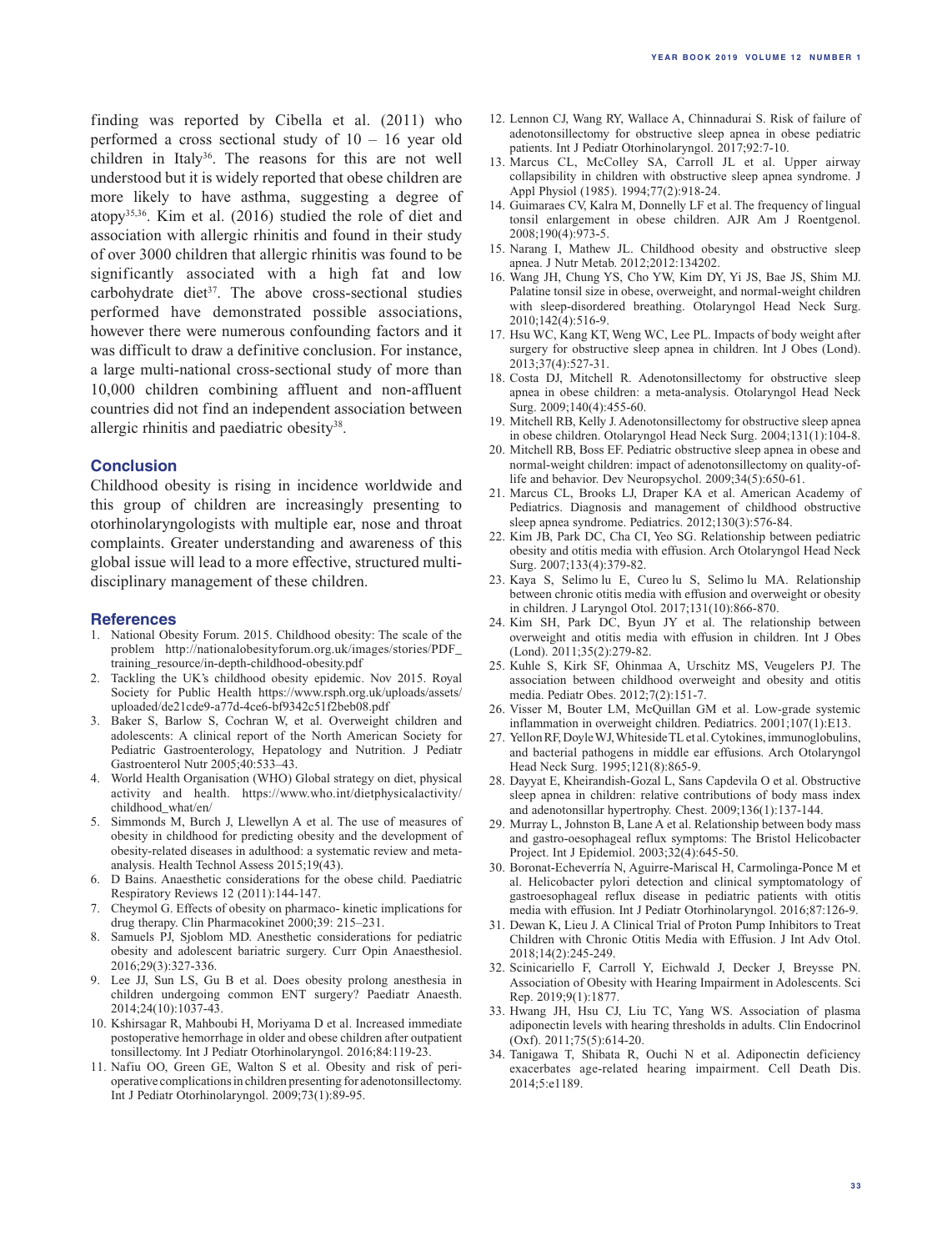finding was reported by Cibella et al. (2011) who performed a cross sectional study of 10 – 16 year old children in Italy[36]. The reasons for this are not well understood but it is widely reported that obese children are more likely to have asthma, suggesting a degree of atopy[35,36]. Kim et al. (2016) studied the role of diet and association with allergic rhinitis and found in their study of over 3000 children that allergic rhinitis was found to be significantly associated with a high fat and low carbohydrate diet[37]. The above cross-sectional studies performed have demonstrated possible associations, however there were numerous confounding factors and it was difficult to draw a definitive conclusion. For instance, a large multi-national cross-sectional study of more than 10,000 children combining affluent and non-affluent countries did not find an independent association between allergic rhinitis and paediatric obesity[38].

## Conclusion

Childhood obesity is rising in incidence worldwide and this group of children are increasingly presenting to otorhinolaryngologists with multiple ear, nose and throat complaints. Greater understanding and awareness of this global issue will lead to a more effective, structured multi-disciplinary management of these children.

## References

1. National Obesity Forum. 2015. Childhood obesity: The scale of the problem http://nationalobesityforum.org.uk/images/stories/PDF_training_resource/in-depth-childhood-obesity.pdf
2. Tackling the UK's childhood obesity epidemic. Nov 2015. Royal Society for Public Health https://www.rsph.org.uk/uploads/assets/uploaded/de21cde9-a77d-4ce6-bf9342c51f2beb08.pdf
3. Baker S, Barlow S, Cochran W, et al. Overweight children and adolescents: A clinical report of the North American Society for Pediatric Gastroenterology, Hepatology and Nutrition. J Pediatr Gastroenterol Nutr 2005;40:533–43.
4. World Health Organisation (WHO) Global strategy on diet, physical activity and health. https://www.who.int/dietphysicalactivity/childhood_what/en/
5. Simmonds M, Burch J, Llewellyn A et al. The use of measures of obesity in childhood for predicting obesity and the development of obesity-related diseases in adulthood: a systematic review and meta-analysis. Health Technol Assess 2015;19(43).
6. D Bains. Anaesthetic considerations for the obese child. Paediatric Respiratory Reviews 12 (2011):144-147.
7. Cheymol G. Effects of obesity on pharmaco- kinetic implications for drug therapy. Clin Pharmacokinet 2000;39: 215–231.
8. Samuels PJ, Sjoblom MD. Anesthetic considerations for pediatric obesity and adolescent bariatric surgery. Curr Opin Anaesthesiol. 2016;29(3):327-336.
9. Lee JJ, Sun LS, Gu B et al. Does obesity prolong anesthesia in children undergoing common ENT surgery? Paediatr Anaesth. 2014;24(10):1037-43.
10. Kshirsagar R, Mahboubi H, Moriyama D et al. Increased immediate postoperative hemorrhage in older and obese children after outpatient tonsillectomy. Int J Pediatr Otorhinolaryngol. 2016;84:119-23.
11. Nafiu OO, Green GE, Walton S et al. Obesity and risk of peri-operative complications in children presenting for adenotonsillectomy. Int J Pediatr Otorhinolaryngol. 2009;73(1):89-95.
12. Lennon CJ, Wang RY, Wallace A, Chinnadurai S. Risk of failure of adenotonsillectomy for obstructive sleep apnea in obese pediatric patients. Int J Pediatr Otorhinolaryngol. 2017;92:7-10.
13. Marcus CL, McColley SA, Carroll JL et al. Upper airway collapsibility in children with obstructive sleep apnea syndrome. J Appl Physiol (1985). 1994;77(2):918-24.
14. Guimaraes CV, Kalra M, Donnelly LF et al. The frequency of lingual tonsil enlargement in obese children. AJR Am J Roentgenol. 2008;190(4):973-5.
15. Narang I, Mathew JL. Childhood obesity and obstructive sleep apnea. J Nutr Metab. 2012;2012:134202.
16. Wang JH, Chung YS, Cho YW, Kim DY, Yi JS, Bae JS, Shim MJ. Palatine tonsil size in obese, overweight, and normal-weight children with sleep-disordered breathing. Otolaryngol Head Neck Surg. 2010;142(4):516-9.
17. Hsu WC, Kang KT, Weng WC, Lee PL. Impacts of body weight after surgery for obstructive sleep apnea in children. Int J Obes (Lond). 2013;37(4):527-31.
18. Costa DJ, Mitchell R. Adenotonsillectomy for obstructive sleep apnea in obese children: a meta-analysis. Otolaryngol Head Neck Surg. 2009;140(4):455-60.
19. Mitchell RB, Kelly J. Adenotonsillectomy for obstructive sleep apnea in obese children. Otolaryngol Head Neck Surg. 2004;131(1):104-8.
20. Mitchell RB, Boss EF. Pediatric obstructive sleep apnea in obese and normal-weight children: impact of adenotonsillectomy on quality-of-life and behavior. Dev Neuropsychol. 2009;34(5):650-61.
21. Marcus CL, Brooks LJ, Draper KA et al. American Academy of Pediatrics. Diagnosis and management of childhood obstructive sleep apnea syndrome. Pediatrics. 2012;130(3):576-84.
22. Kim JB, Park DC, Cha CI, Yeo SG. Relationship between pediatric obesity and otitis media with effusion. Arch Otolaryngol Head Neck Surg. 2007;133(4):379-82.
23. Kaya S, Selimo lu E, Cureo lu S, Selimo lu MA. Relationship between chronic otitis media with effusion and overweight or obesity in children. J Laryngol Otol. 2017;131(10):866-870.
24. Kim SH, Park DC, Byun JY et al. The relationship between overweight and otitis media with effusion in children. Int J Obes (Lond). 2011;35(2):279-82.
25. Kuhle S, Kirk SF, Ohinmaa A, Urschitz MS, Veugelers PJ. The association between childhood overweight and obesity and otitis media. Pediatr Obes. 2012;7(2):151-7.
26. Visser M, Bouter LM, McQuillan GM et al. Low-grade systemic inflammation in overweight children. Pediatrics. 2001;107(1):E13.
27. Yellon RF, Doyle WJ, Whiteside TL et al. Cytokines, immunoglobulins, and bacterial pathogens in middle ear effusions. Arch Otolaryngol Head Neck Surg. 1995;121(8):865-9.
28. Dayyat E, Kheirandish-Gozal L, Sans Capdevila O et al. Obstructive sleep apnea in children: relative contributions of body mass index and adenotonsillar hypertrophy. Chest. 2009;136(1):137-144.
29. Murray L, Johnston B, Lane A et al. Relationship between body mass and gastro-oesophageal reflux symptoms: The Bristol Helicobacter Project. Int J Epidemiol. 2003;32(4):645-50.
30. Boronat-Echeverría N, Aguirre-Mariscal H, Carmolinga-Ponce M et al. Helicobacter pylori detection and clinical symptomatology of gastroesophageal reflux disease in pediatric patients with otitis media with effusion. Int J Pediatr Otorhinolaryngol. 2016;87:126-9.
31. Dewan K, Lieu J. A Clinical Trial of Proton Pump Inhibitors to Treat Children with Chronic Otitis Media with Effusion. J Int Adv Otol. 2018;14(2):245-249.
32. Scinicariello F, Carroll Y, Eichwald J, Decker J, Breysse PN. Association of Obesity with Hearing Impairment in Adolescents. Sci Rep. 2019;9(1):1877.
33. Hwang JH, Hsu CJ, Liu TC, Yang WS. Association of plasma adiponectin levels with hearing thresholds in adults. Clin Endocrinol (Oxf). 2011;75(5):614-20.
34. Tanigawa T, Shibata R, Ouchi N et al. Adiponectin deficiency exacerbates age-related hearing impairment. Cell Death Dis. 2014;5:e1189.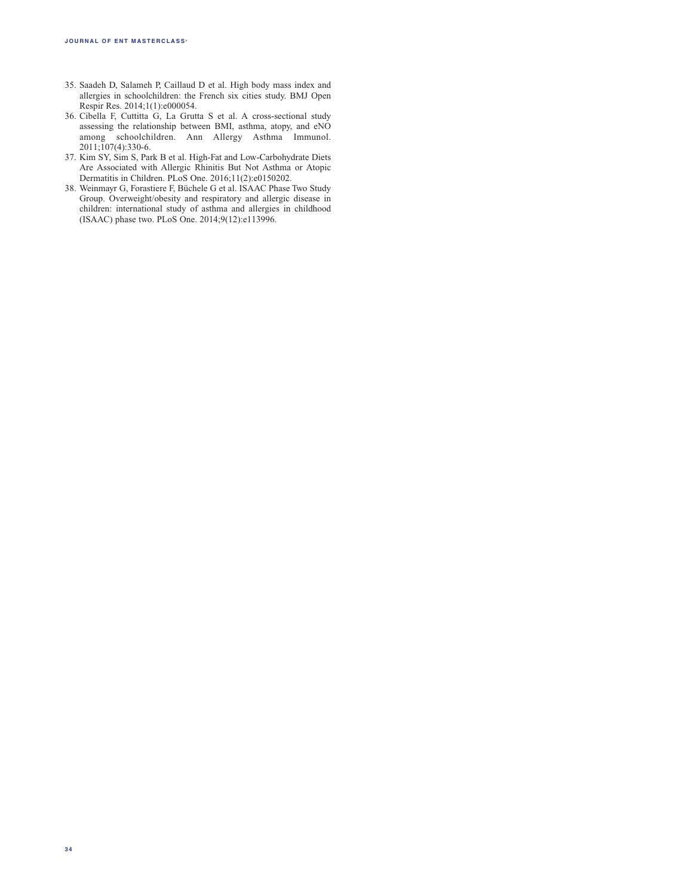35. Saadeh D, Salameh P, Caillaud D et al. High body mass index and allergies in schoolchildren: the French six cities study. BMJ Open Respir Res. 2014;1(1):e000054.
36. Cibella F, Cuttitta G, La Grutta S et al. A cross-sectional study assessing the relationship between BMI, asthma, atopy, and eNO among schoolchildren. Ann Allergy Asthma Immunol. 2011;107(4):330-6.
37. Kim SY, Sim S, Park B et al. High-Fat and Low-Carbohydrate Diets Are Associated with Allergic Rhinitis But Not Asthma or Atopic Dermatitis in Children. PLoS One. 2016;11(2):e0150202.
38. Weinmayr G, Forastiere F, Büchele G et al. ISAAC Phase Two Study Group. Overweight/obesity and respiratory and allergic disease in children: international study of asthma and allergies in childhood (ISAAC) phase two. PLoS One. 2014;9(12):e113996.